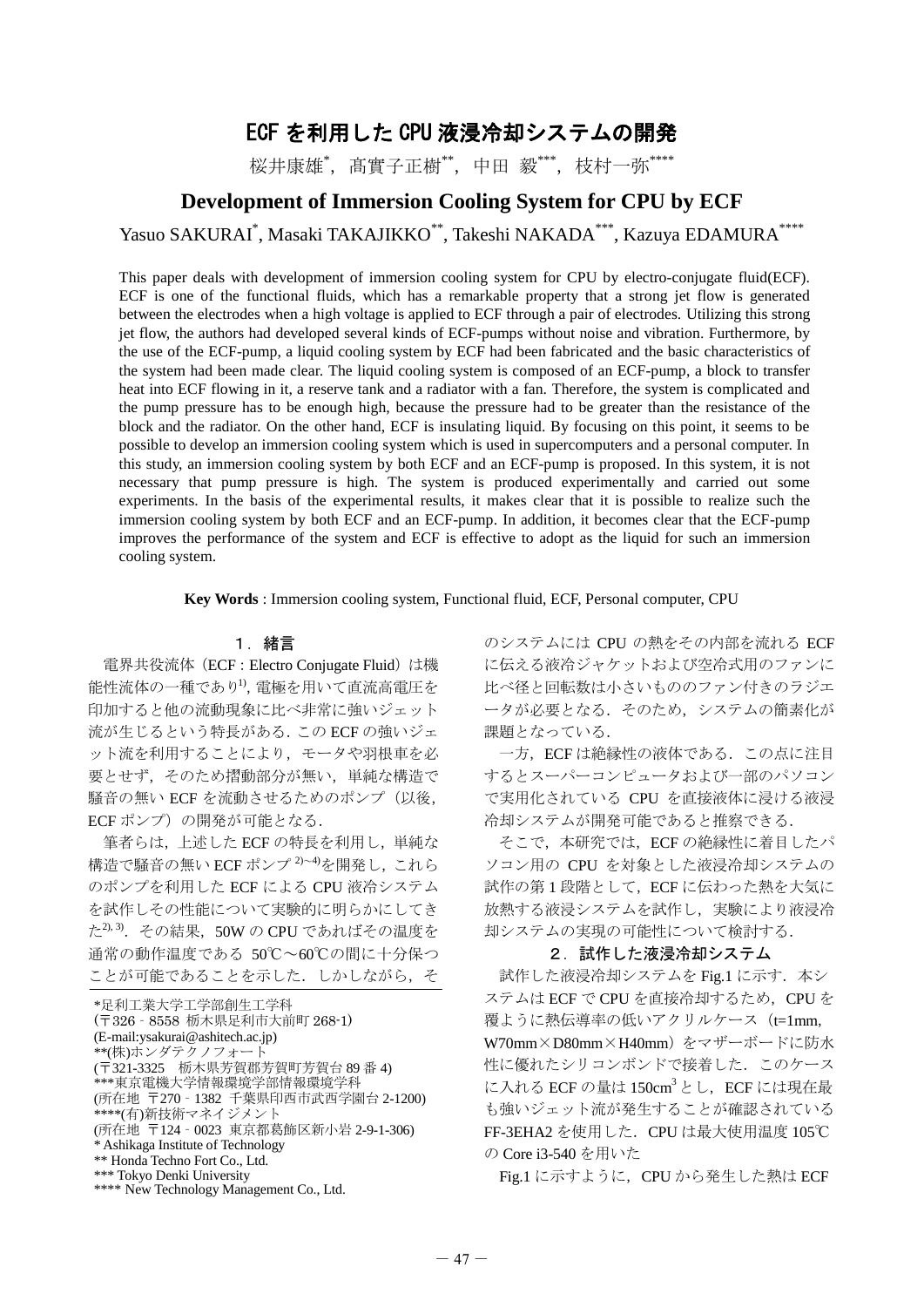# ECF を利用した CPU 液浸冷却システムの開発

桜井康雄[*]，髙實子正樹[**]，中田 毅[***]，枝村一弥[****]

## Development of Immersion Cooling System for CPU by ECF

Yasuo SAKURAI[*], Masaki TAKAJIKKO[**], Takeshi NAKADA[***], Kazuya EDAMURA[****]

This paper deals with development of immersion cooling system for CPU by electro-conjugate fluid(ECF). ECF is one of the functional fluids, which has a remarkable property that a strong jet flow is generated between the electrodes when a high voltage is applied to ECF through a pair of electrodes. Utilizing this strong jet flow, the authors had developed several kinds of ECF-pumps without noise and vibration. Furthermore, by the use of the ECF-pump, a liquid cooling system by ECF had been fabricated and the basic characteristics of the system had been made clear. The liquid cooling system is composed of an ECF-pump, a block to transfer heat into ECF flowing in it, a reserve tank and a radiator with a fan. Therefore, the system is complicated and the pump pressure has to be enough high, because the pressure had to be greater than the resistance of the block and the radiator. On the other hand, ECF is insulating liquid. By focusing on this point, it seems to be possible to develop an immersion cooling system which is used in supercomputers and a personal computer. In this study, an immersion cooling system by both ECF and an ECF-pump is proposed. In this system, it is not necessary that pump pressure is high. The system is produced experimentally and carried out some experiments. In the basis of the experimental results, it makes clear that it is possible to realize such the immersion cooling system by both ECF and an ECF-pump. In addition, it becomes clear that the ECF-pump improves the performance of the system and ECF is effective to adopt as the liquid for such an immersion cooling system.

**Key Words** : Immersion cooling system, Functional fluid, ECF, Personal computer, CPU

### 1．緒言

電界共役流体（ECF : Electro Conjugate Fluid）は機能性流体の一種であり[1)]，電極を用いて直流高電圧を印加すると他の流動現象に比べ非常に強いジェット流が生じるという特長がある．この ECF の強いジェット流を利用することにより，モータや羽根車を必要とせず，そのため摺動部分が無い，単純な構造で騒音の無い ECF を流動させるためのポンプ（以後，ECF ポンプ）の開発が可能となる．

筆者らは，上述した ECF の特長を利用し，単純な構造で騒音の無い ECF ポンプ [2)~4)]を開発し，これらのポンプを利用した ECF による CPU 液冷システムを試作しその性能について実験的に明らかにしてきた[2), 3)]．その結果，50W の CPU であればその温度を通常の動作温度である 50℃～60℃の間に十分保つことが可能であることを示した．しかしながら，そのシステムには CPU の熱をその内部を流れる ECF に伝える液冷ジャケットおよび空冷式用のファンに比べ径と回転数は小さいもののファン付きのラジエータが必要となる．そのため，システムの簡素化が課題となっている．

一方，ECF は絶縁性の液体である．この点に注目するとスーパーコンピュータおよび一部のパソコンで実用化されている CPU を直接液体に浸ける液浸冷却システムが開発可能であると推察できる．

そこで，本研究では，ECF の絶縁性に着目したパソコン用の CPU を対象とした液浸冷却システムの試作の第 1 段階として，ECF に伝わった熱を大気に放熱する液浸システムを試作し，実験により液浸冷却システムの実現の可能性について検討する．

### 2．試作した液浸冷却システム

試作した液浸冷却システムを Fig.1 に示す．本システムは ECF で CPU を直接冷却するため，CPU を覆うように熱伝導率の低いアクリルケース（t=1mm, W70mm×D80mm×H40mm）をマザーボードに防水性に優れたシリコンボンドで接着した．このケースに入れる ECF の量は 150cm$^3$ とし，ECF には現在最も強いジェット流が発生することが確認されている FF-3EHA2 を使用した．CPU は最大使用温度 105℃の Core i3-540 を用いた

Fig.1 に示すように，CPU から発生した熱は ECF

---

*足利工業大学工学部創生工学科
(〒326‐8558 栃木県足利市大前町 268-1)
(E-mail:ysakurai@ashitech.ac.jp)
**(株)ホンダテクノフォート
(〒321-3325 栃木県芳賀郡芳賀町芳賀台 89 番 4)
***東京電機大学情報環境学部情報環境学科
(所在地 〒270‐1382 千葉県印西市武西学園台 2-1200)
****(有)新技術マネイジメント
(所在地 〒124‐0023 東京都葛飾区新小岩 2-9-1-306)
* Ashikaga Institute of Technology
** Honda Techno Fort Co., Ltd.
*** Tokyo Denki University
**** New Technology Management Co., Ltd.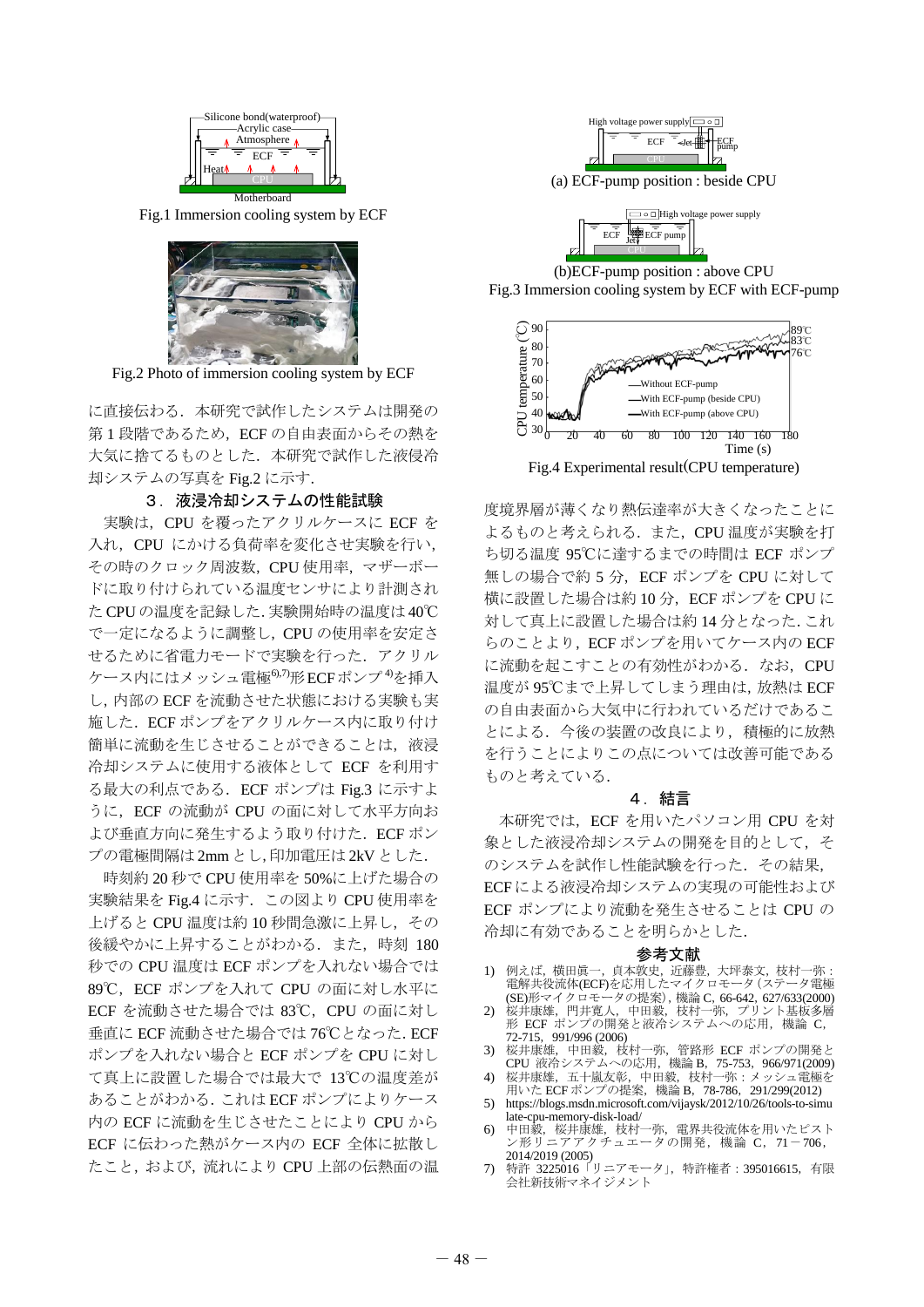Silicone bond(waterproof)
Acrylic case
Atmosphere
ECF
Heat
CPU
Motherboard

Fig.1 Immersion cooling system by ECF

Fig.2 Photo of immersion cooling system by ECF

に直接伝わる．本研究で試作したシステムは開発の第1段階であるため，ECFの自由表面からその熱を大気に捨てるものとした．本研究で試作した液侵冷却システムの写真をFig.2に示す．

## 3．液浸冷却システムの性能試験

実験は，CPUを覆ったアクリルケースにECFを入れ，CPUにかける負荷率を変化させ実験を行い，その時のクロック周波数，CPU使用率，マザーボードに取り付けられている温度センサにより計測されたCPUの温度を記録した．実験開始時の温度は40℃で一定になるように調整し，CPUの使用率を安定させるために省電力モードで実験を行った．アクリルケース内にはメッシュ電極[6),7)]形ECFポンプ[4)]を挿入し，内部のECFを流動させた状態における実験も実施した．ECFポンプをアクリルケース内に取り付け簡単に流動を生じさせることができることは，液浸冷却システムに使用する液体としてECFを利用する最大の利点である．ECFポンプはFig.3に示すように，ECFの流動がCPUの面に対して水平方向および垂直方向に発生するよう取り付けた．ECFポンプの電極間隔は2mmとし，印加電圧は2kVとした．

時刻約20秒でCPU使用率を50%に上げた場合の実験結果をFig.4に示す．この図よりCPU使用率を上げるとCPU温度は約10秒間急激に上昇し，その後緩やかに上昇することがわかる．また，時刻180秒でのCPU温度はECFポンプを入れない場合では89℃，ECFポンプを入れてCPUの面に対し水平にECFを流動させた場合では83℃，CPUの面に対し垂直にECF流動させた場合では76℃となった．ECFポンプを入れない場合とECFポンプをCPUに対して真上に設置した場合では最大で13℃の温度差があることがわかる．これはECFポンプによりケース内のECFに流動を生じさせたことによりCPUからECFに伝わった熱がケース内のECF全体に拡散したこと，および，流れによりCPU上部の伝熱面の温

High voltage power supply
ECF
Jet
ECF pump
CPU

(a) ECF-pump position : beside CPU

High voltage power supply
ECF
Jet
ECF pump
CPU

(b)ECF-pump position : above CPU

Fig.3 Immersion cooling system by ECF with ECF-pump

CPU temperature (℃)
90
80
70
60
50
40
30
0
20
40
60
80
100
120
140
160
180
Time (s)
89℃
83℃
76℃
Without ECF-pump
With ECF-pump (beside CPU)
With ECF-pump (above CPU)

Fig.4 Experimental result(CPU temperature)

度境界層が薄くなり熱伝達率が大きくなったことによるものと考えられる．また，CPU温度が実験を打ち切る温度95℃に達するまでの時間はECFポンプ無しの場合で約5分，ECFポンプをCPUに対して横に設置した場合は約10分，ECFポンプをCPUに対して真上に設置した場合は約14分となった．これらのことより，ECFポンプを用いてケース内のECFに流動を起こすことの有効性がわかる．なお，CPU温度が95℃まで上昇してしまう理由は，放熱はECFの自由表面から大気中に行われているだけであることによる．今後の装置の改良により，積極的に放熱を行うことによりこの点については改善可能であるものと考えている．

## 4．結言

本研究では，ECFを用いたパソコン用CPUを対象とした液浸冷却システムの開発を目的として，そのシステムを試作し性能試験を行った．その結果，ECFによる液浸冷却システムの実現の可能性およびECFポンプにより流動を発生させることはCPUの冷却に有効であることを明らかとした．

## 参考文献

1) 例えば，横田眞一，貞本敦史，近藤豊，大坪泰文，枝村一弥：電解共役流体(ECF)を応用したマイクロモータ(ステータ電極(SE)形マイクロモータの提案)，機論C, 66-642, 627/633(2000)
2) 桜井康雄，中田毅，枝村一弥，プリント基板多層形ECFポンプの開発と液冷システムへの応用，機論C, 72-715, 991/996 (2006)
3) 桜井康雄，中田毅，枝村一弥，管路形ECFポンプの開発とCPU液冷システムへの応用，機論B, 75-753, 966/971(2009)
4) 桜井康雄，五十嵐友彰，中田毅，枝村一弥：メッシュ電極を用いたECFポンプの提案，機論B, 78-786, 291/299(2012)
5) https://blogs.msdn.microsoft.com/vijaysk/2012/10/26/tools-to-simulate-cpu-memory-disk-load/
6) 中田毅，桜井康雄，枝村一弥，電界共役流体を用いたピストン形リニアアクチュエータの開発，機論C, 71－706, 2014/2019 (2005)
7) 特許 3225016「リニアモータ」，特許権者：395016615，有限会社新技術マネイジメント